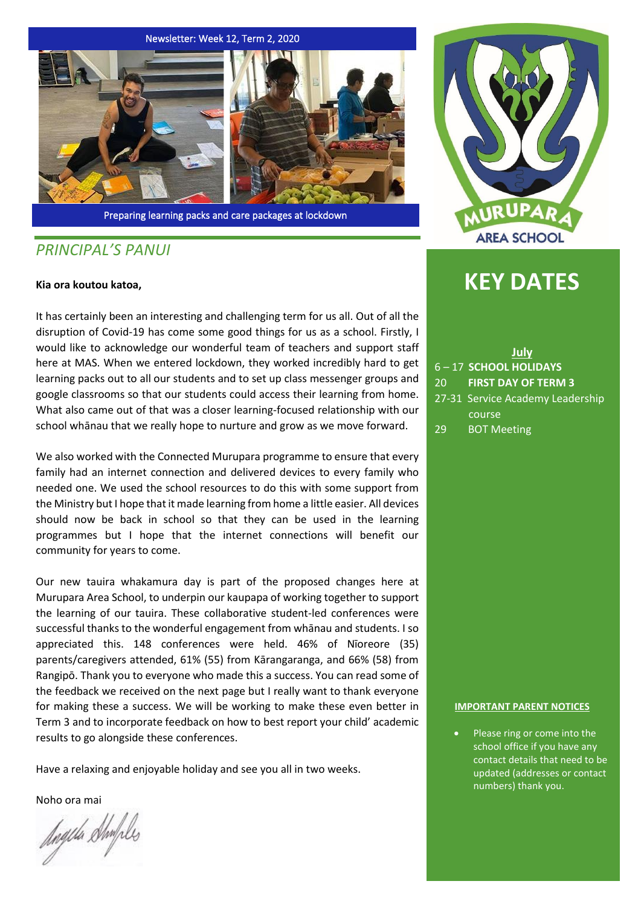Newsletter: Week 12, Term 2, 2020

Preparing learning packs and care packages at lockdown

MURUPARA AREA SCHOOL

## *PRINCIPAL'S PANUI*

**Kia ora koutou katoa,**

It has certainly been an interesting and challenging term for us all. Out of all the disruption of Covid-19 has come some good things for us as a school. Firstly, I would like to acknowledge our wonderful team of teachers and support staff here at MAS. When we entered lockdown, they worked incredibly hard to get learning packs out to all our students and to set up class messenger groups and google classrooms so that our students could access their learning from home. What also came out of that was a closer learning-focused relationship with our school whānau that we really hope to nurture and grow as we move forward.

We also worked with the Connected Murupara programme to ensure that every family had an internet connection and delivered devices to every family who needed one. We used the school resources to do this with some support from the Ministry but I hope that it made learning from home a little easier. All devices should now be back in school so that they can be used in the learning programmes but I hope that the internet connections will benefit our community for years to come.

Our new tauira whakamura day is part of the proposed changes here at Murupara Area School, to underpin our kaupapa of working together to support the learning of our tauira. These collaborative student-led conferences were successful thanks to the wonderful engagement from whānau and students. I so appreciated this. 148 conferences were held. 46% of Nīoreore (35) parents/caregivers attended, 61% (55) from Kārangaranga, and 66% (58) from Rangipō. Thank you to everyone who made this a success. You can read some of the feedback we received on the next page but I really want to thank everyone for making these a success. We will be working to make these even better in Term 3 and to incorporate feedback on how to best report your child' academic results to go alongside these conferences.

Have a relaxing and enjoyable holiday and see you all in two weeks.

Noho ora mai

## KEY DATES

**July**

- 6 – 17 **SCHOOL HOLIDAYS**
- 20 **FIRST DAY OF TERM 3**
- 27-31 Service Academy Leadership course
- 29 BOT Meeting

**IMPORTANT PARENT NOTICES**

- Please ring or come into the school office if you have any contact details that need to be updated (addresses or contact numbers) thank you.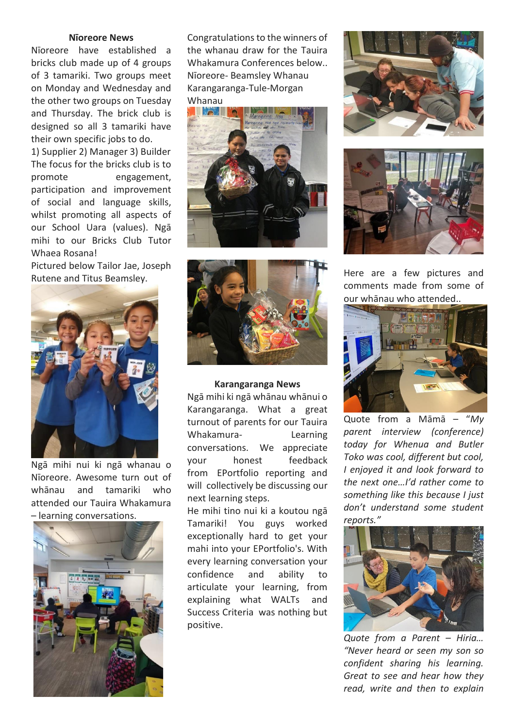## Nīoreore News

Nīoreore have established a bricks club made up of 4 groups of 3 tamariki. Two groups meet on Monday and Wednesday and the other two groups on Tuesday and Thursday. The brick club is designed so all 3 tamariki have their own specific jobs to do.

1) Supplier 2) Manager 3) Builder

The focus for the bricks club is to promote engagement, participation and improvement of social and language skills, whilst promoting all aspects of our School Uara (values). Ngā mihi to our Bricks Club Tutor Whaea Rosana!

Pictured below Tailor Jae, Joseph Rutene and Titus Beamsley.

Ngā mihi nui ki ngā whanau o Nīoreore. Awesome turn out of whānau and tamariki who attended our Tauira Whakamura – learning conversations.

Congratulations to the winners of the whanau draw for the Tauira Whakamura Conferences below..

Nīoreore- Beamsley Whanau

Karangaranga-Tule-Morgan Whanau

## Karangaranga News

Ngā mihi ki ngā whānau whānui o Karangaranga. What a great turnout of parents for our Tauira Whakamura- Learning conversations. We appreciate your honest feedback from EPortfolio reporting and will collectively be discussing our next learning steps.

He mihi tino nui ki a koutou ngā Tamariki! You guys worked exceptionally hard to get your mahi into your EPortfolio's. With every learning conversation your confidence and ability to articulate your learning, from explaining what WALTs and Success Criteria was nothing but positive.

Here are a few pictures and comments made from some of our whānau who attended..

Quote from a Māmā – *"My parent interview (conference) today for Whenua and Butler Toko was cool, different but cool, I enjoyed it and look forward to the next one…I'd rather come to something like this because I just don't understand some student reports."*

*Quote from a Parent – Hiria… "Never heard or seen my son so confident sharing his learning. Great to see and hear how they read, write and then to explain*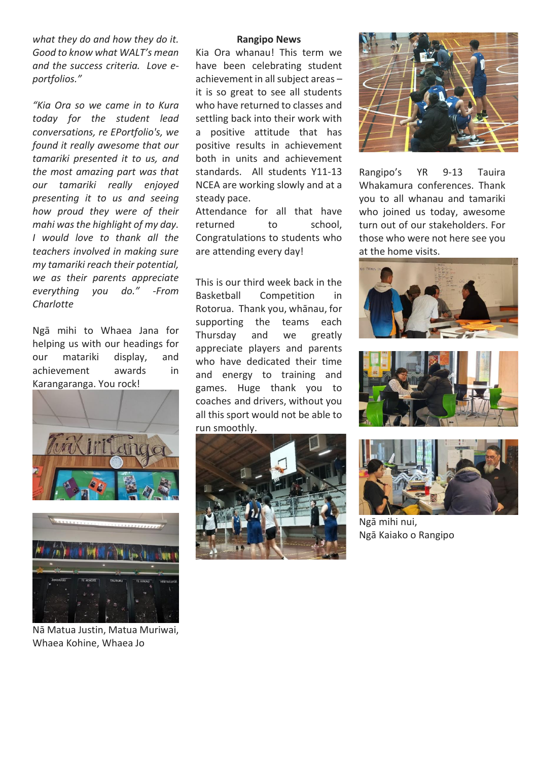*what they do and how they do it. Good to know what WALT's mean and the success criteria. Love e-portfolios."*

*"Kia Ora so we came in to Kura today for the student lead conversations, re EPortfolio's, we found it really awesome that our tamariki presented it to us, and the most amazing part was that our tamariki really enjoyed presenting it to us and seeing how proud they were of their mahi was the highlight of my day. I would love to thank all the teachers involved in making sure my tamariki reach their potential, we as their parents appreciate everything you do." -From Charlotte*

Ngā mihi to Whaea Jana for helping us with our headings for our matariki display, and achievement awards in Karangaranga. You rock!

Nā Matua Justin, Matua Muriwai, Whaea Kohine, Whaea Jo

**Rangipo News**

Kia Ora whanau! This term we have been celebrating student achievement in all subject areas – it is so great to see all students who have returned to classes and settling back into their work with a positive attitude that has positive results in achievement both in units and achievement standards. All students Y11-13 NCEA are working slowly and at a steady pace.

Attendance for all that have returned to school, Congratulations to students who are attending every day!

This is our third week back in the Basketball Competition in Rotorua. Thank you, whānau, for supporting the teams each Thursday and we greatly appreciate players and parents who have dedicated their time and energy to training and games. Huge thank you to coaches and drivers, without you all this sport would not be able to run smoothly.

Rangipo's YR 9-13 Tauira Whakamura conferences. Thank you to all whanau and tamariki who joined us today, awesome turn out of our stakeholders. For those who were not here see you at the home visits.

Ngā mihi nui,
Ngā Kaiako o Rangipo